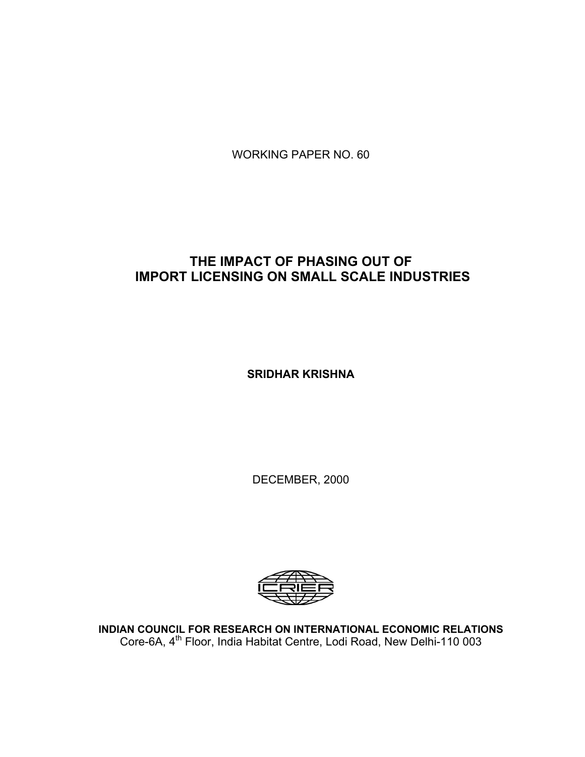WORKING PAPER NO. 60

# THE IMPACT OF PHASING OUT OF IMPORT LICENSING ON SMALL SCALE INDUSTRIES

**SRIDHAR KRISHNA**

DECEMBER, 2000

**INDIAN COUNCIL FOR RESEARCH ON INTERNATIONAL ECONOMIC RELATIONS**
Core-6A, 4th Floor, India Habitat Centre, Lodi Road, New Delhi-110 003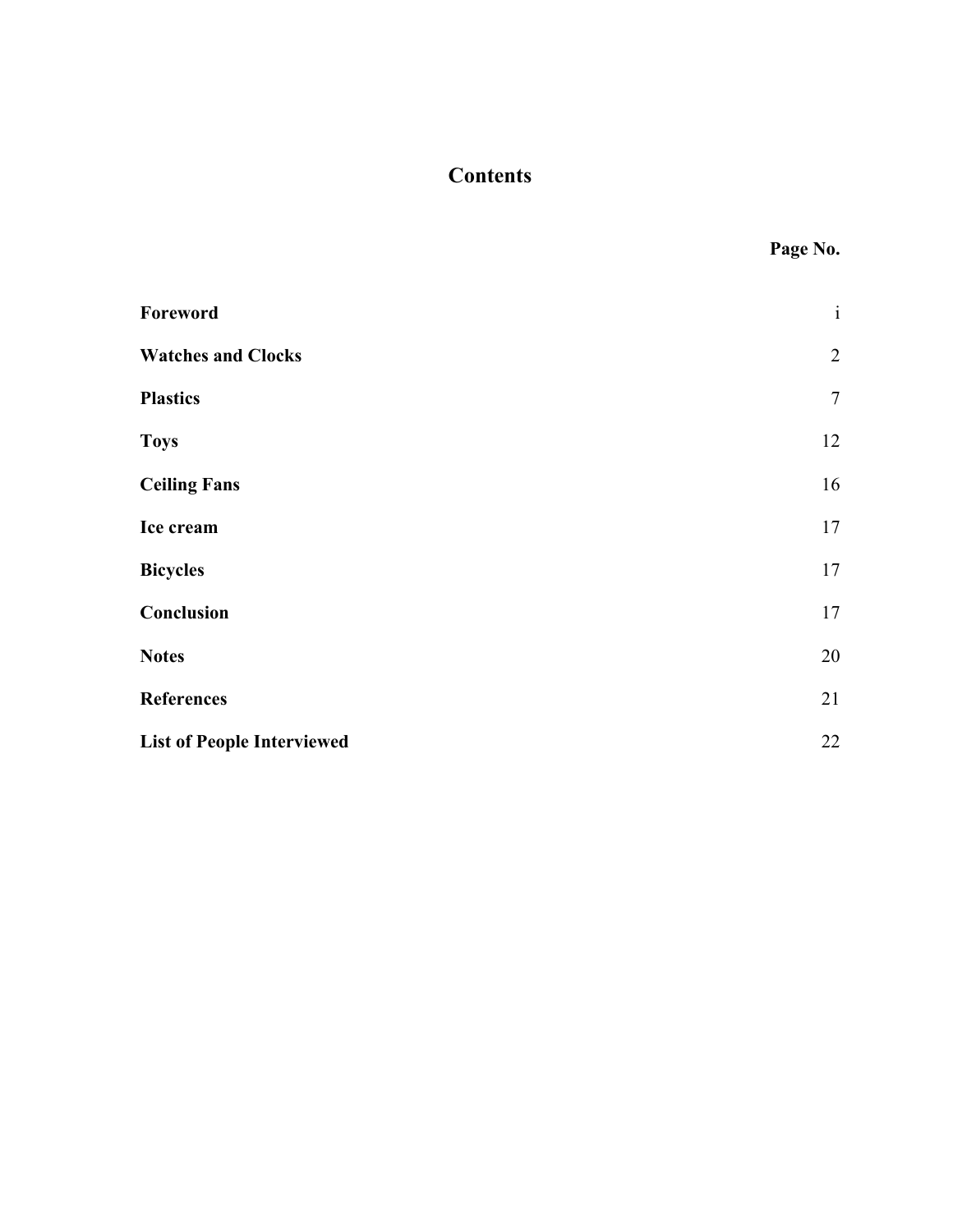# Contents

| | Page No. |
|---|---|
| **Foreword** | i |
| **Watches and Clocks** | 2 |
| **Plastics** | 7 |
| **Toys** | 12 |
| **Ceiling Fans** | 16 |
| **Ice cream** | 17 |
| **Bicycles** | 17 |
| **Conclusion** | 17 |
| **Notes** | 20 |
| **References** | 21 |
| **List of People Interviewed** | 22 |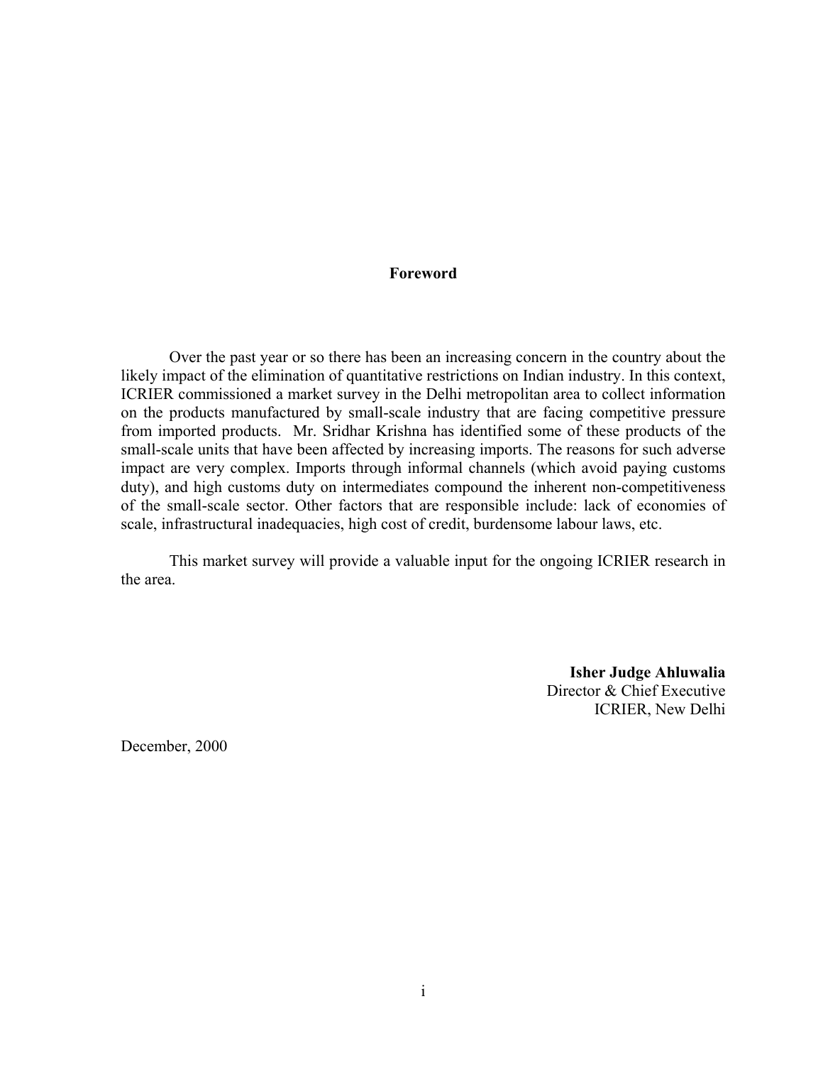# Foreword

Over the past year or so there has been an increasing concern in the country about the likely impact of the elimination of quantitative restrictions on Indian industry. In this context, ICRIER commissioned a market survey in the Delhi metropolitan area to collect information on the products manufactured by small-scale industry that are facing competitive pressure from imported products. Mr. Sridhar Krishna has identified some of these products of the small-scale units that have been affected by increasing imports. The reasons for such adverse impact are very complex. Imports through informal channels (which avoid paying customs duty), and high customs duty on intermediates compound the inherent non-competitiveness of the small-scale sector. Other factors that are responsible include: lack of economies of scale, infrastructural inadequacies, high cost of credit, burdensome labour laws, etc.

This market survey will provide a valuable input for the ongoing ICRIER research in the area.

**Isher Judge Ahluwalia**
Director & Chief Executive
ICRIER, New Delhi

December, 2000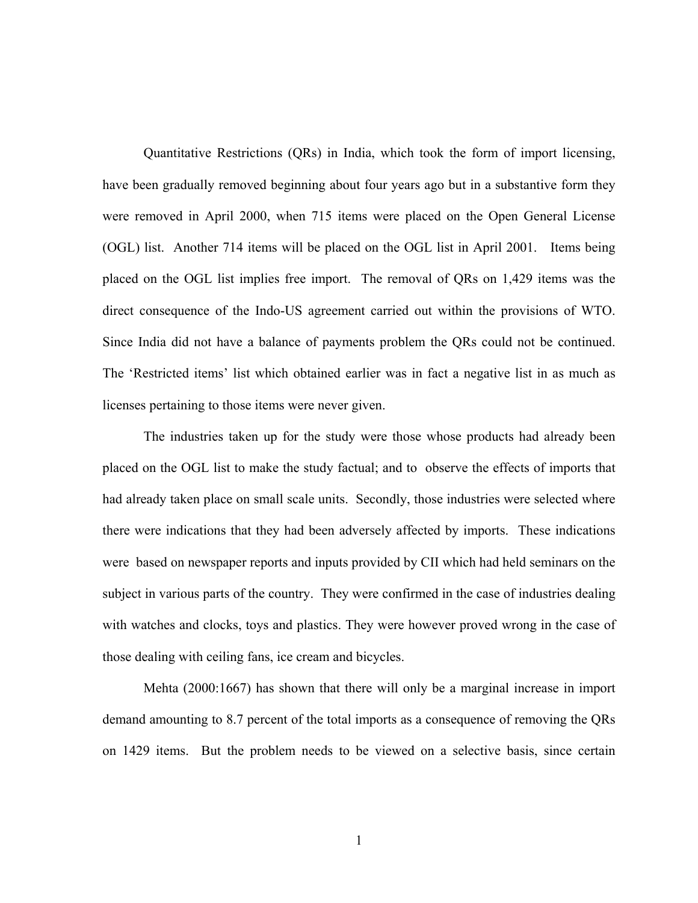Quantitative Restrictions (QRs) in India, which took the form of import licensing, have been gradually removed beginning about four years ago but in a substantive form they were removed in April 2000, when 715 items were placed on the Open General License (OGL) list. Another 714 items will be placed on the OGL list in April 2001. Items being placed on the OGL list implies free import. The removal of QRs on 1,429 items was the direct consequence of the Indo-US agreement carried out within the provisions of WTO. Since India did not have a balance of payments problem the QRs could not be continued. The 'Restricted items' list which obtained earlier was in fact a negative list in as much as licenses pertaining to those items were never given.

The industries taken up for the study were those whose products had already been placed on the OGL list to make the study factual; and to observe the effects of imports that had already taken place on small scale units. Secondly, those industries were selected where there were indications that they had been adversely affected by imports. These indications were based on newspaper reports and inputs provided by CII which had held seminars on the subject in various parts of the country. They were confirmed in the case of industries dealing with watches and clocks, toys and plastics. They were however proved wrong in the case of those dealing with ceiling fans, ice cream and bicycles.

Mehta (2000:1667) has shown that there will only be a marginal increase in import demand amounting to 8.7 percent of the total imports as a consequence of removing the QRs on 1429 items. But the problem needs to be viewed on a selective basis, since certain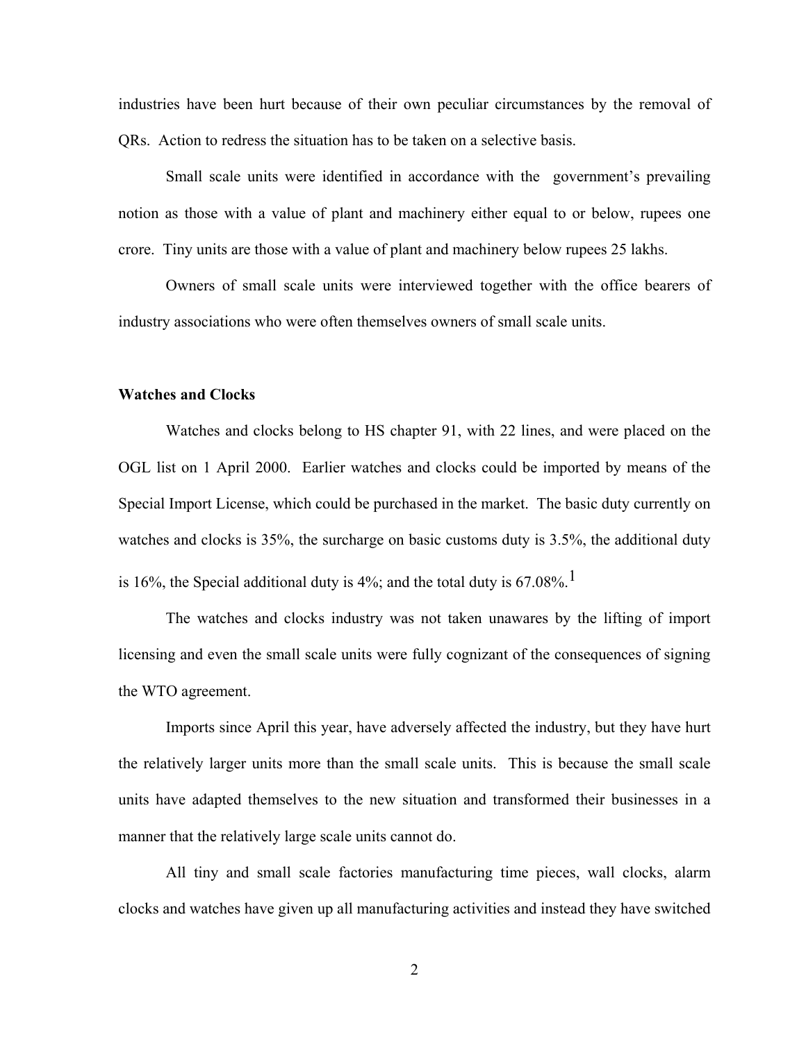industries have been hurt because of their own peculiar circumstances by the removal of QRs. Action to redress the situation has to be taken on a selective basis.

Small scale units were identified in accordance with the government's prevailing notion as those with a value of plant and machinery either equal to or below, rupees one crore. Tiny units are those with a value of plant and machinery below rupees 25 lakhs.

Owners of small scale units were interviewed together with the office bearers of industry associations who were often themselves owners of small scale units.

### Watches and Clocks

Watches and clocks belong to HS chapter 91, with 22 lines, and were placed on the OGL list on 1 April 2000. Earlier watches and clocks could be imported by means of the Special Import License, which could be purchased in the market. The basic duty currently on watches and clocks is 35%, the surcharge on basic customs duty is 3.5%, the additional duty is 16%, the Special additional duty is 4%; and the total duty is 67.08%.[1]

The watches and clocks industry was not taken unawares by the lifting of import licensing and even the small scale units were fully cognizant of the consequences of signing the WTO agreement.

Imports since April this year, have adversely affected the industry, but they have hurt the relatively larger units more than the small scale units. This is because the small scale units have adapted themselves to the new situation and transformed their businesses in a manner that the relatively large scale units cannot do.

All tiny and small scale factories manufacturing time pieces, wall clocks, alarm clocks and watches have given up all manufacturing activities and instead they have switched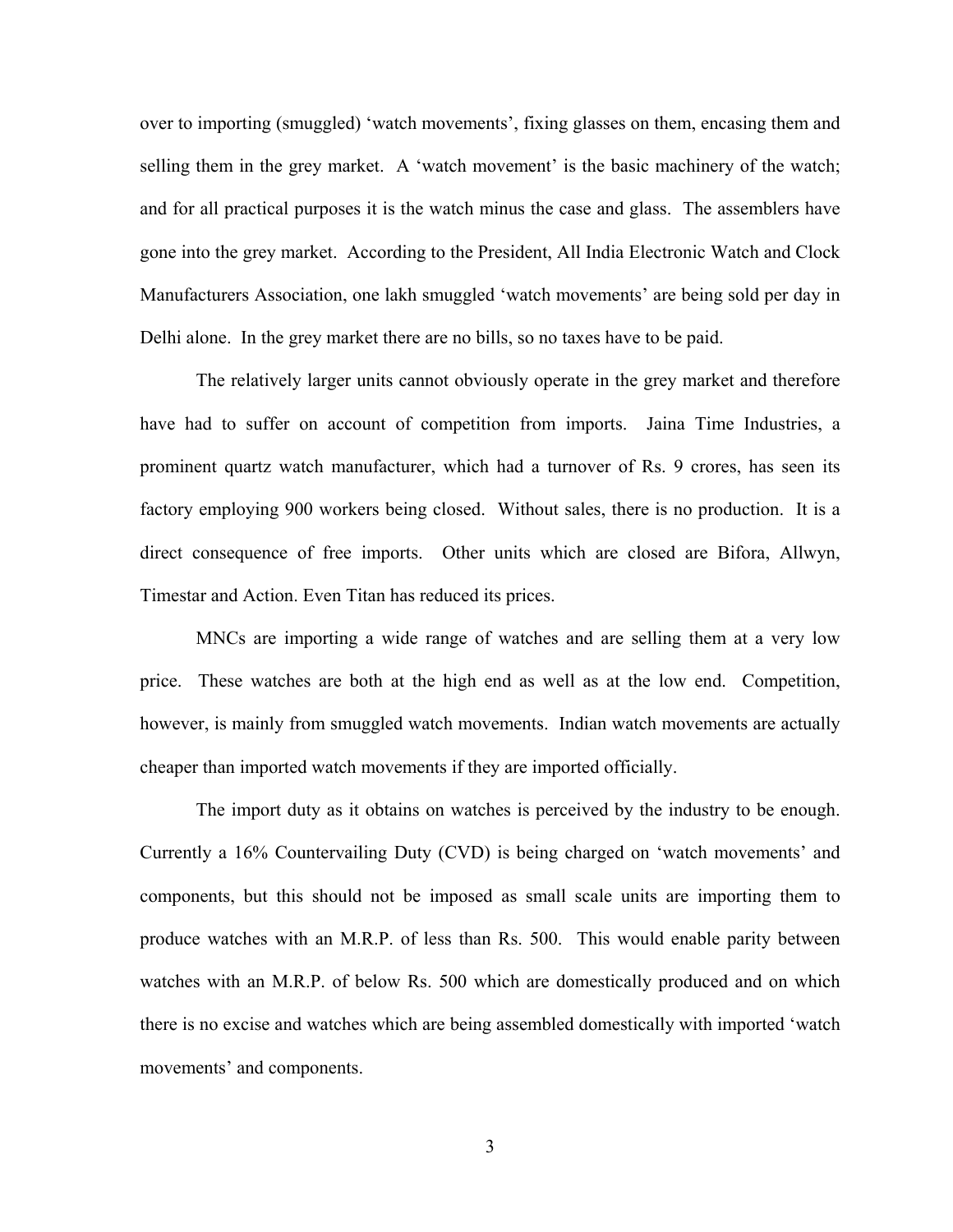over to importing (smuggled) 'watch movements', fixing glasses on them, encasing them and selling them in the grey market. A 'watch movement' is the basic machinery of the watch; and for all practical purposes it is the watch minus the case and glass. The assemblers have gone into the grey market. According to the President, All India Electronic Watch and Clock Manufacturers Association, one lakh smuggled 'watch movements' are being sold per day in Delhi alone. In the grey market there are no bills, so no taxes have to be paid.

The relatively larger units cannot obviously operate in the grey market and therefore have had to suffer on account of competition from imports. Jaina Time Industries, a prominent quartz watch manufacturer, which had a turnover of Rs. 9 crores, has seen its factory employing 900 workers being closed. Without sales, there is no production. It is a direct consequence of free imports. Other units which are closed are Bifora, Allwyn, Timestar and Action. Even Titan has reduced its prices.

MNCs are importing a wide range of watches and are selling them at a very low price. These watches are both at the high end as well as at the low end. Competition, however, is mainly from smuggled watch movements. Indian watch movements are actually cheaper than imported watch movements if they are imported officially.

The import duty as it obtains on watches is perceived by the industry to be enough. Currently a 16% Countervailing Duty (CVD) is being charged on 'watch movements' and components, but this should not be imposed as small scale units are importing them to produce watches with an M.R.P. of less than Rs. 500. This would enable parity between watches with an M.R.P. of below Rs. 500 which are domestically produced and on which there is no excise and watches which are being assembled domestically with imported 'watch movements' and components.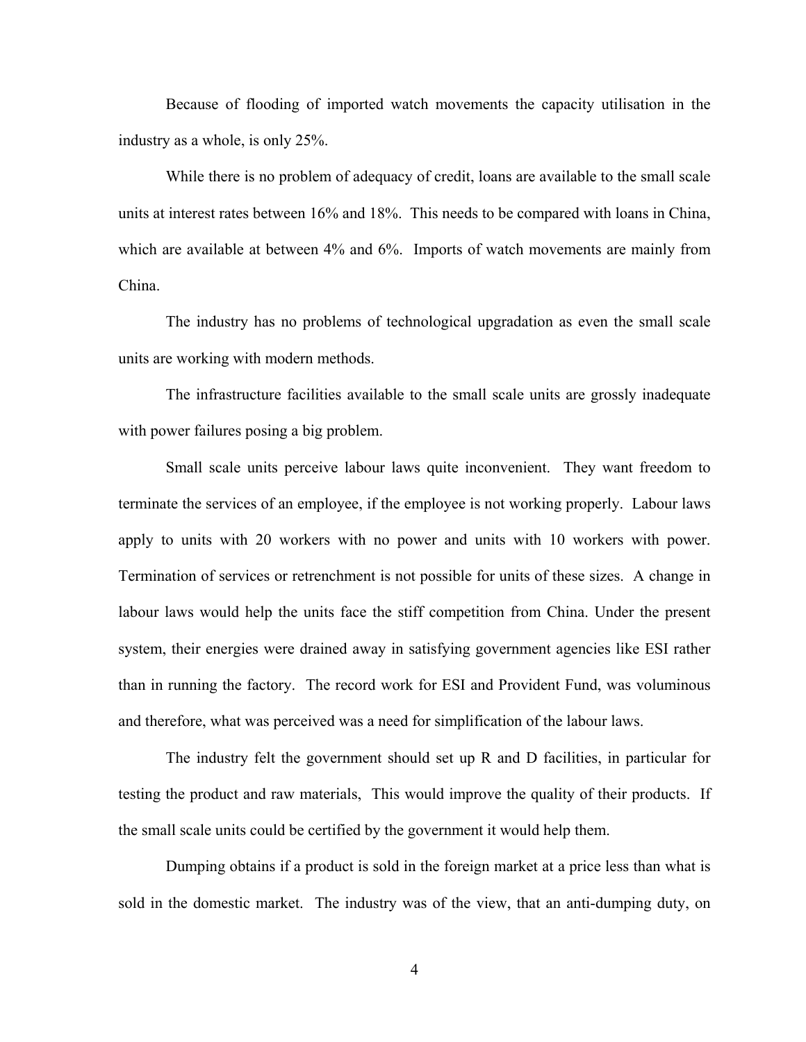Because of flooding of imported watch movements the capacity utilisation in the industry as a whole, is only 25%.

While there is no problem of adequacy of credit, loans are available to the small scale units at interest rates between 16% and 18%. This needs to be compared with loans in China, which are available at between 4% and 6%. Imports of watch movements are mainly from China.

The industry has no problems of technological upgradation as even the small scale units are working with modern methods.

The infrastructure facilities available to the small scale units are grossly inadequate with power failures posing a big problem.

Small scale units perceive labour laws quite inconvenient. They want freedom to terminate the services of an employee, if the employee is not working properly. Labour laws apply to units with 20 workers with no power and units with 10 workers with power. Termination of services or retrenchment is not possible for units of these sizes. A change in labour laws would help the units face the stiff competition from China. Under the present system, their energies were drained away in satisfying government agencies like ESI rather than in running the factory. The record work for ESI and Provident Fund, was voluminous and therefore, what was perceived was a need for simplification of the labour laws.

The industry felt the government should set up R and D facilities, in particular for testing the product and raw materials, This would improve the quality of their products. If the small scale units could be certified by the government it would help them.

Dumping obtains if a product is sold in the foreign market at a price less than what is sold in the domestic market. The industry was of the view, that an anti-dumping duty, on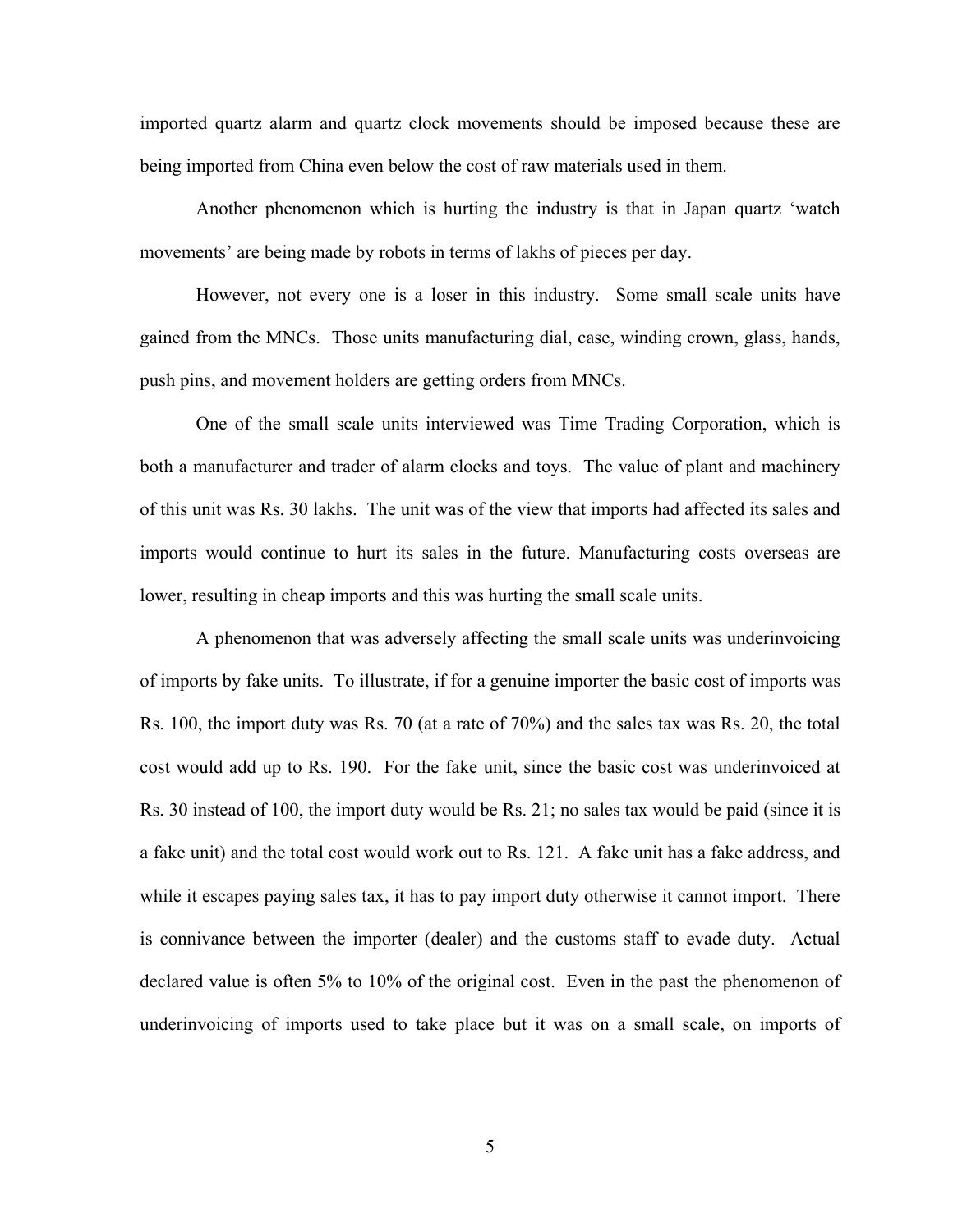imported quartz alarm and quartz clock movements should be imposed because these are being imported from China even below the cost of raw materials used in them.

Another phenomenon which is hurting the industry is that in Japan quartz 'watch movements' are being made by robots in terms of lakhs of pieces per day.

However, not every one is a loser in this industry. Some small scale units have gained from the MNCs. Those units manufacturing dial, case, winding crown, glass, hands, push pins, and movement holders are getting orders from MNCs.

One of the small scale units interviewed was Time Trading Corporation, which is both a manufacturer and trader of alarm clocks and toys. The value of plant and machinery of this unit was Rs. 30 lakhs. The unit was of the view that imports had affected its sales and imports would continue to hurt its sales in the future. Manufacturing costs overseas are lower, resulting in cheap imports and this was hurting the small scale units.

A phenomenon that was adversely affecting the small scale units was underinvoicing of imports by fake units. To illustrate, if for a genuine importer the basic cost of imports was Rs. 100, the import duty was Rs. 70 (at a rate of 70%) and the sales tax was Rs. 20, the total cost would add up to Rs. 190. For the fake unit, since the basic cost was underinvoiced at Rs. 30 instead of 100, the import duty would be Rs. 21; no sales tax would be paid (since it is a fake unit) and the total cost would work out to Rs. 121. A fake unit has a fake address, and while it escapes paying sales tax, it has to pay import duty otherwise it cannot import. There is connivance between the importer (dealer) and the customs staff to evade duty. Actual declared value is often 5% to 10% of the original cost. Even in the past the phenomenon of underinvoicing of imports used to take place but it was on a small scale, on imports of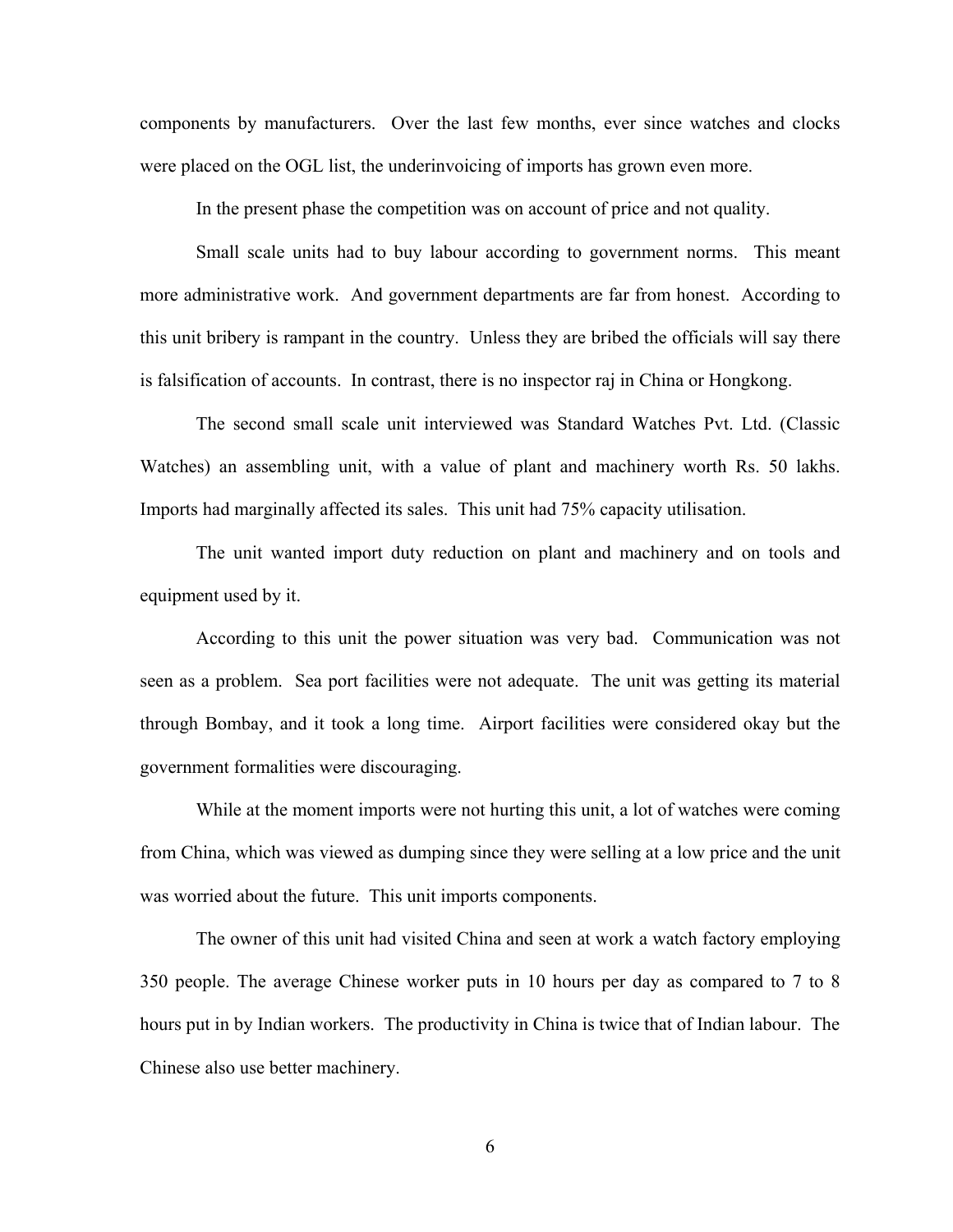components by manufacturers. Over the last few months, ever since watches and clocks were placed on the OGL list, the underinvoicing of imports has grown even more.

In the present phase the competition was on account of price and not quality.

Small scale units had to buy labour according to government norms. This meant more administrative work. And government departments are far from honest. According to this unit bribery is rampant in the country. Unless they are bribed the officials will say there is falsification of accounts. In contrast, there is no inspector raj in China or Hongkong.

The second small scale unit interviewed was Standard Watches Pvt. Ltd. (Classic Watches) an assembling unit, with a value of plant and machinery worth Rs. 50 lakhs. Imports had marginally affected its sales. This unit had 75% capacity utilisation.

The unit wanted import duty reduction on plant and machinery and on tools and equipment used by it.

According to this unit the power situation was very bad. Communication was not seen as a problem. Sea port facilities were not adequate. The unit was getting its material through Bombay, and it took a long time. Airport facilities were considered okay but the government formalities were discouraging.

While at the moment imports were not hurting this unit, a lot of watches were coming from China, which was viewed as dumping since they were selling at a low price and the unit was worried about the future. This unit imports components.

The owner of this unit had visited China and seen at work a watch factory employing 350 people. The average Chinese worker puts in 10 hours per day as compared to 7 to 8 hours put in by Indian workers. The productivity in China is twice that of Indian labour. The Chinese also use better machinery.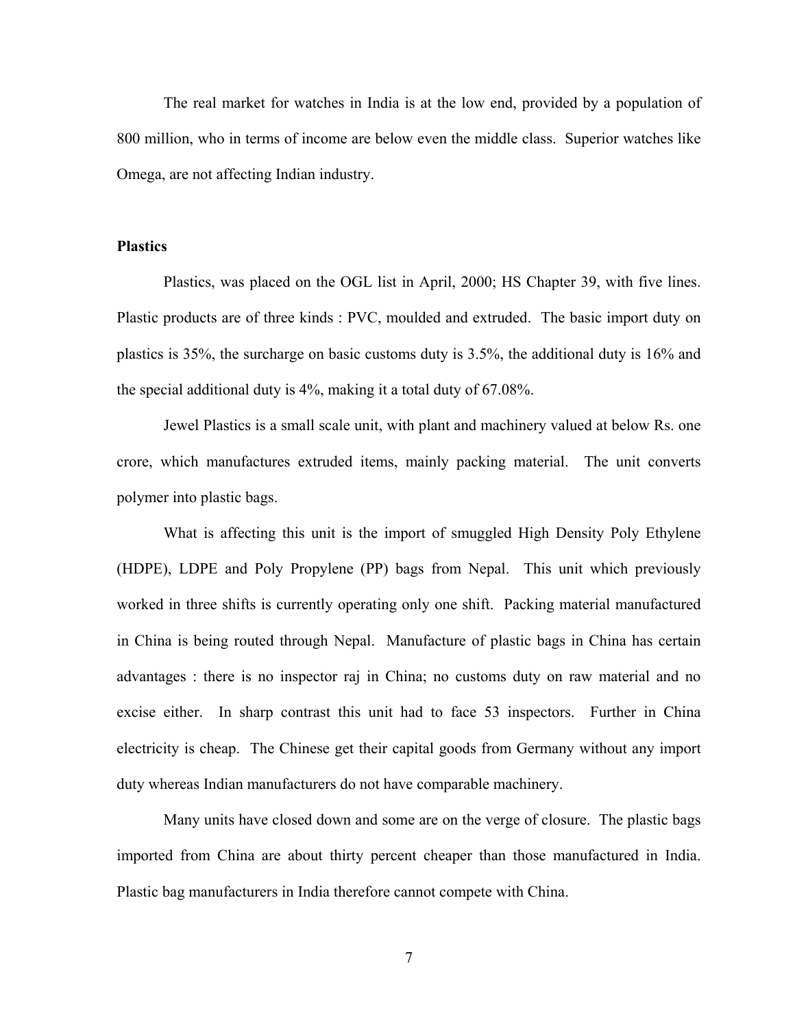The real market for watches in India is at the low end, provided by a population of 800 million, who in terms of income are below even the middle class. Superior watches like Omega, are not affecting Indian industry.

**Plastics**

Plastics, was placed on the OGL list in April, 2000; HS Chapter 39, with five lines. Plastic products are of three kinds : PVC, moulded and extruded. The basic import duty on plastics is 35%, the surcharge on basic customs duty is 3.5%, the additional duty is 16% and the special additional duty is 4%, making it a total duty of 67.08%.

Jewel Plastics is a small scale unit, with plant and machinery valued at below Rs. one crore, which manufactures extruded items, mainly packing material. The unit converts polymer into plastic bags.

What is affecting this unit is the import of smuggled High Density Poly Ethylene (HDPE), LDPE and Poly Propylene (PP) bags from Nepal. This unit which previously worked in three shifts is currently operating only one shift. Packing material manufactured in China is being routed through Nepal. Manufacture of plastic bags in China has certain advantages : there is no inspector raj in China; no customs duty on raw material and no excise either. In sharp contrast this unit had to face 53 inspectors. Further in China electricity is cheap. The Chinese get their capital goods from Germany without any import duty whereas Indian manufacturers do not have comparable machinery.

Many units have closed down and some are on the verge of closure. The plastic bags imported from China are about thirty percent cheaper than those manufactured in India. Plastic bag manufacturers in India therefore cannot compete with China.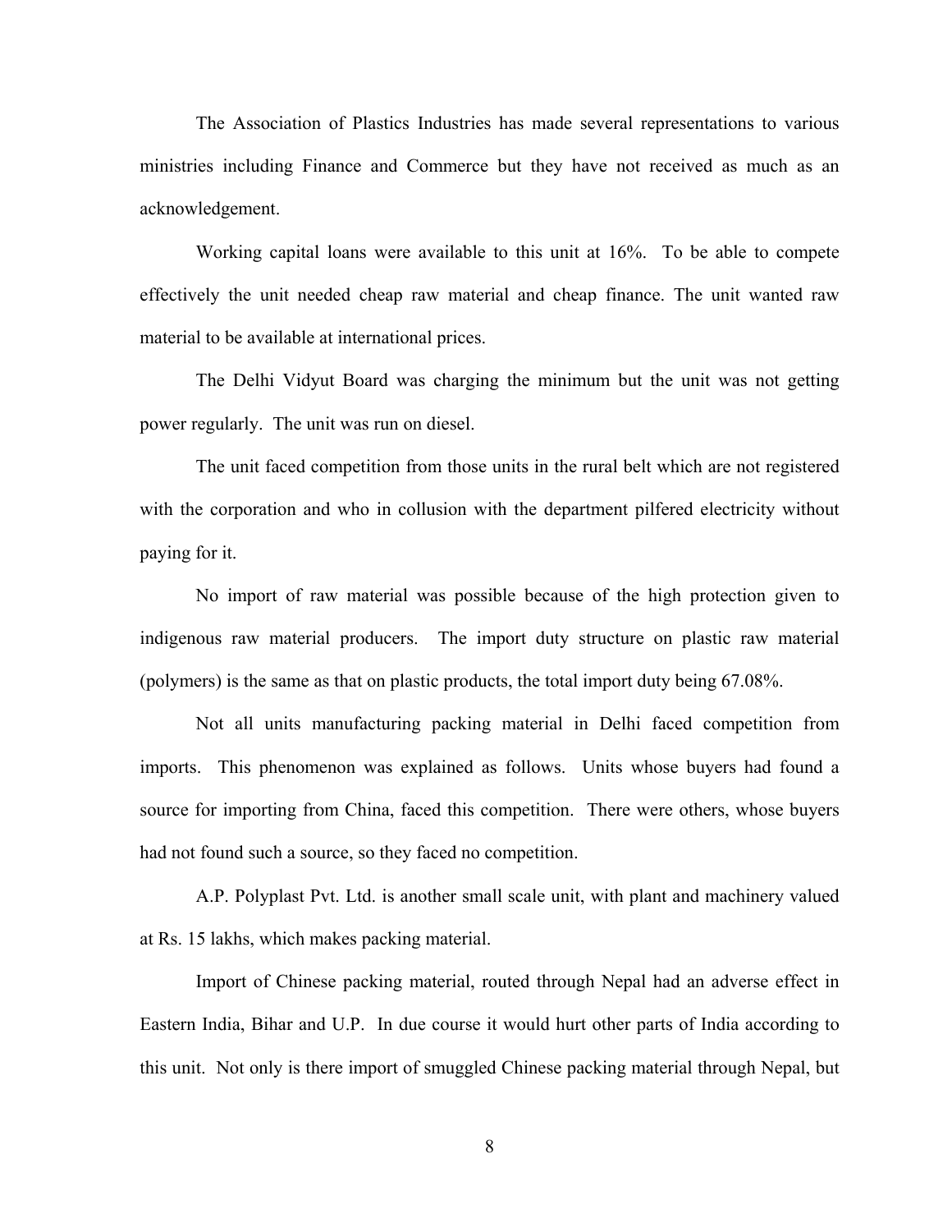The Association of Plastics Industries has made several representations to various ministries including Finance and Commerce but they have not received as much as an acknowledgement.

Working capital loans were available to this unit at 16%. To be able to compete effectively the unit needed cheap raw material and cheap finance. The unit wanted raw material to be available at international prices.

The Delhi Vidyut Board was charging the minimum but the unit was not getting power regularly. The unit was run on diesel.

The unit faced competition from those units in the rural belt which are not registered with the corporation and who in collusion with the department pilfered electricity without paying for it.

No import of raw material was possible because of the high protection given to indigenous raw material producers. The import duty structure on plastic raw material (polymers) is the same as that on plastic products, the total import duty being 67.08%.

Not all units manufacturing packing material in Delhi faced competition from imports. This phenomenon was explained as follows. Units whose buyers had found a source for importing from China, faced this competition. There were others, whose buyers had not found such a source, so they faced no competition.

A.P. Polyplast Pvt. Ltd. is another small scale unit, with plant and machinery valued at Rs. 15 lakhs, which makes packing material.

Import of Chinese packing material, routed through Nepal had an adverse effect in Eastern India, Bihar and U.P. In due course it would hurt other parts of India according to this unit. Not only is there import of smuggled Chinese packing material through Nepal, but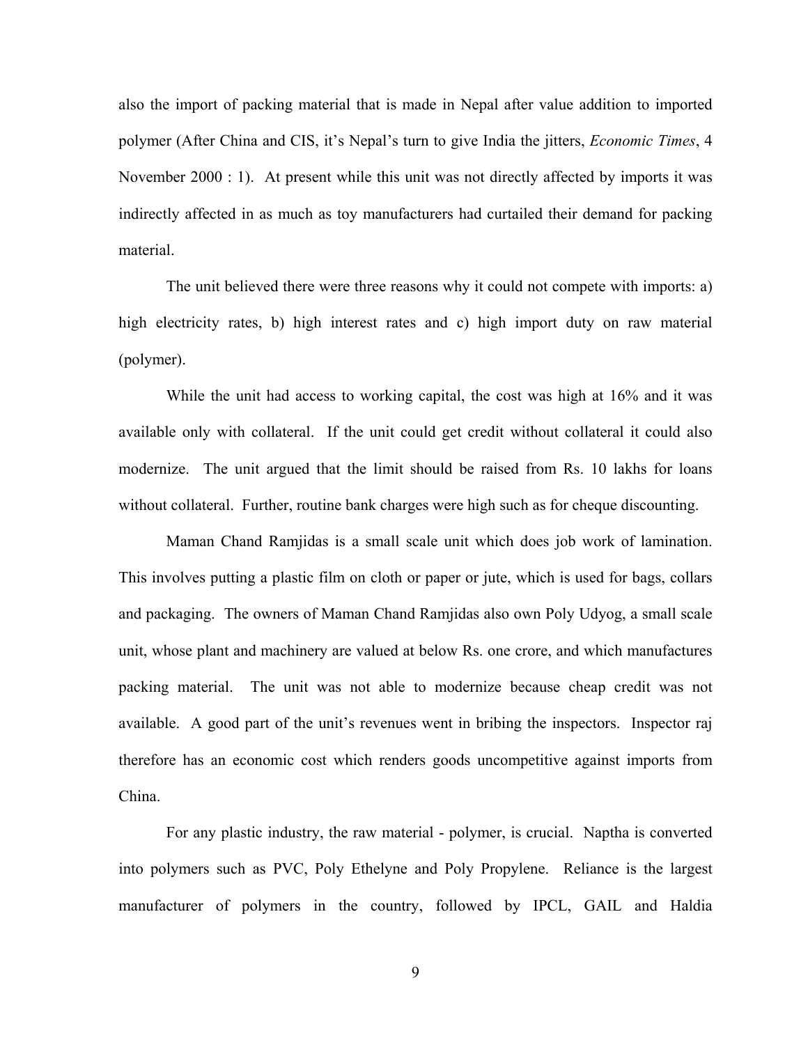also the import of packing material that is made in Nepal after value addition to imported polymer (After China and CIS, it's Nepal's turn to give India the jitters, *Economic Times*, 4 November 2000 : 1). At present while this unit was not directly affected by imports it was indirectly affected in as much as toy manufacturers had curtailed their demand for packing material.

The unit believed there were three reasons why it could not compete with imports: a) high electricity rates, b) high interest rates and c) high import duty on raw material (polymer).

While the unit had access to working capital, the cost was high at 16% and it was available only with collateral. If the unit could get credit without collateral it could also modernize. The unit argued that the limit should be raised from Rs. 10 lakhs for loans without collateral. Further, routine bank charges were high such as for cheque discounting.

Maman Chand Ramjidas is a small scale unit which does job work of lamination. This involves putting a plastic film on cloth or paper or jute, which is used for bags, collars and packaging. The owners of Maman Chand Ramjidas also own Poly Udyog, a small scale unit, whose plant and machinery are valued at below Rs. one crore, and which manufactures packing material. The unit was not able to modernize because cheap credit was not available. A good part of the unit's revenues went in bribing the inspectors. Inspector raj therefore has an economic cost which renders goods uncompetitive against imports from China.

For any plastic industry, the raw material - polymer, is crucial. Naptha is converted into polymers such as PVC, Poly Ethelyne and Poly Propylene. Reliance is the largest manufacturer of polymers in the country, followed by IPCL, GAIL and Haldia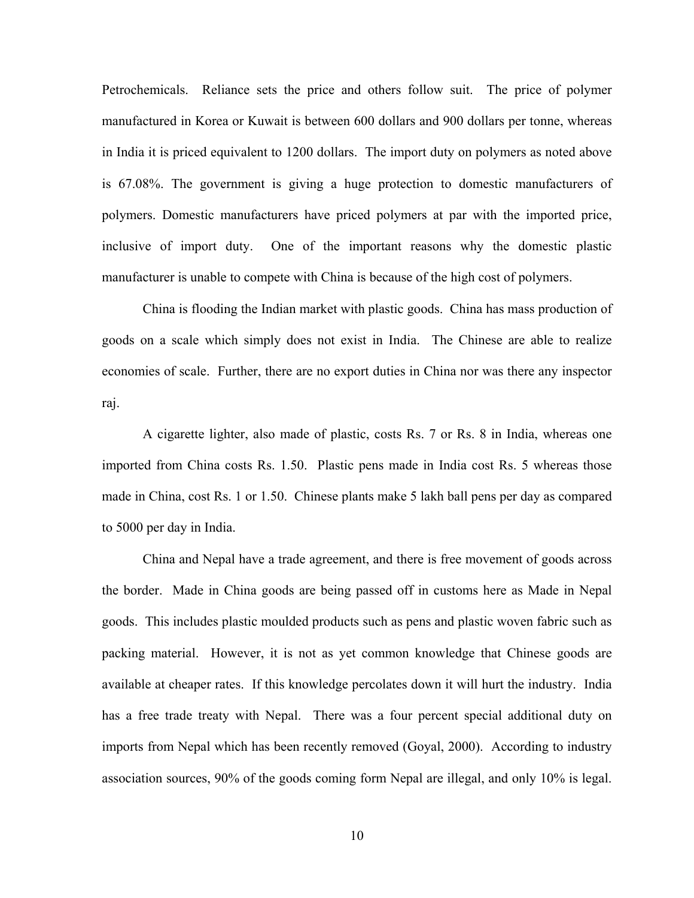Petrochemicals. Reliance sets the price and others follow suit. The price of polymer manufactured in Korea or Kuwait is between 600 dollars and 900 dollars per tonne, whereas in India it is priced equivalent to 1200 dollars. The import duty on polymers as noted above is 67.08%. The government is giving a huge protection to domestic manufacturers of polymers. Domestic manufacturers have priced polymers at par with the imported price, inclusive of import duty. One of the important reasons why the domestic plastic manufacturer is unable to compete with China is because of the high cost of polymers.

China is flooding the Indian market with plastic goods. China has mass production of goods on a scale which simply does not exist in India. The Chinese are able to realize economies of scale. Further, there are no export duties in China nor was there any inspector raj.

A cigarette lighter, also made of plastic, costs Rs. 7 or Rs. 8 in India, whereas one imported from China costs Rs. 1.50. Plastic pens made in India cost Rs. 5 whereas those made in China, cost Rs. 1 or 1.50. Chinese plants make 5 lakh ball pens per day as compared to 5000 per day in India.

China and Nepal have a trade agreement, and there is free movement of goods across the border. Made in China goods are being passed off in customs here as Made in Nepal goods. This includes plastic moulded products such as pens and plastic woven fabric such as packing material. However, it is not as yet common knowledge that Chinese goods are available at cheaper rates. If this knowledge percolates down it will hurt the industry. India has a free trade treaty with Nepal. There was a four percent special additional duty on imports from Nepal which has been recently removed (Goyal, 2000). According to industry association sources, 90% of the goods coming form Nepal are illegal, and only 10% is legal.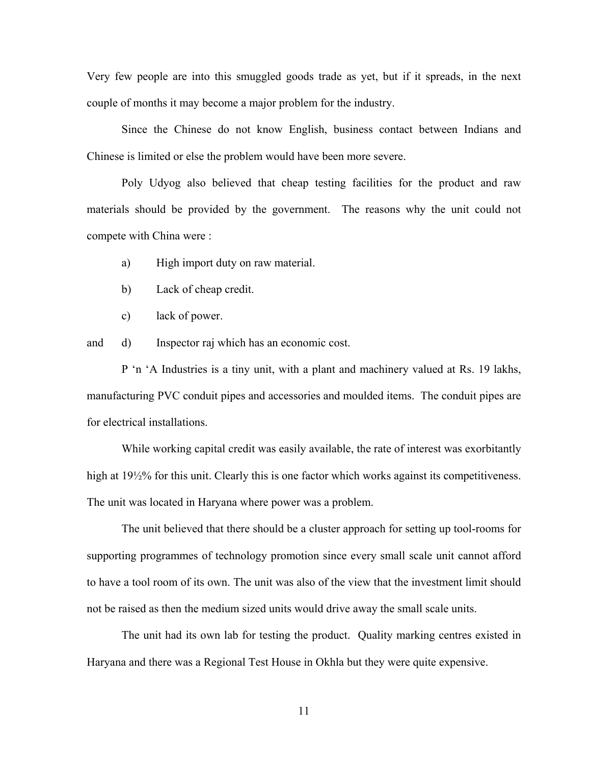Very few people are into this smuggled goods trade as yet, but if it spreads, in the next couple of months it may become a major problem for the industry.

Since the Chinese do not know English, business contact between Indians and Chinese is limited or else the problem would have been more severe.

Poly Udyog also believed that cheap testing facilities for the product and raw materials should be provided by the government. The reasons why the unit could not compete with China were :

a) High import duty on raw material.

b) Lack of cheap credit.

c) lack of power.

and d) Inspector raj which has an economic cost.

P 'n 'A Industries is a tiny unit, with a plant and machinery valued at Rs. 19 lakhs, manufacturing PVC conduit pipes and accessories and moulded items. The conduit pipes are for electrical installations.

While working capital credit was easily available, the rate of interest was exorbitantly high at 19½% for this unit. Clearly this is one factor which works against its competitiveness. The unit was located in Haryana where power was a problem.

The unit believed that there should be a cluster approach for setting up tool-rooms for supporting programmes of technology promotion since every small scale unit cannot afford to have a tool room of its own. The unit was also of the view that the investment limit should not be raised as then the medium sized units would drive away the small scale units.

The unit had its own lab for testing the product. Quality marking centres existed in Haryana and there was a Regional Test House in Okhla but they were quite expensive.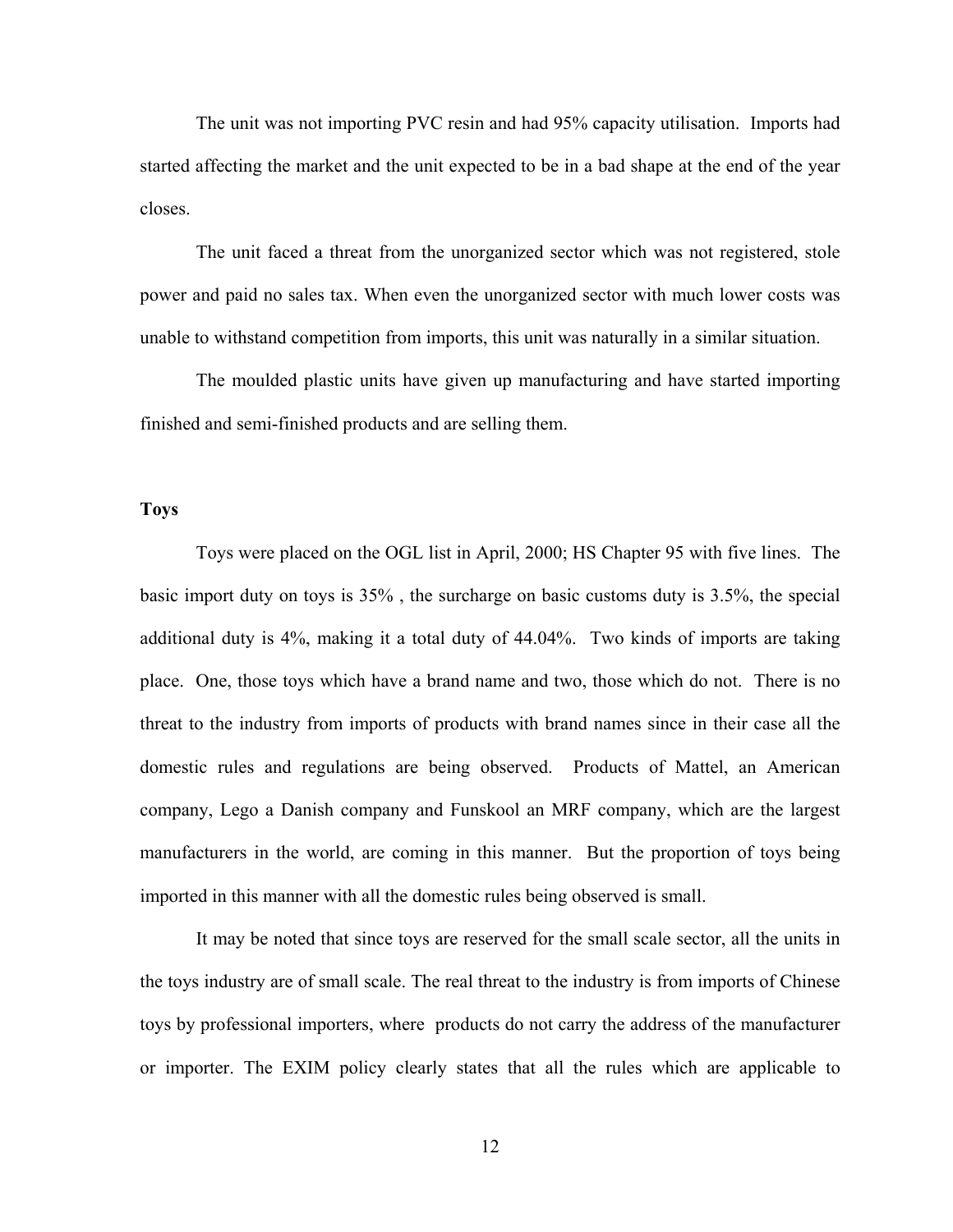The unit was not importing PVC resin and had 95% capacity utilisation. Imports had started affecting the market and the unit expected to be in a bad shape at the end of the year closes.

The unit faced a threat from the unorganized sector which was not registered, stole power and paid no sales tax. When even the unorganized sector with much lower costs was unable to withstand competition from imports, this unit was naturally in a similar situation.

The moulded plastic units have given up manufacturing and have started importing finished and semi-finished products and are selling them.

**Toys**

Toys were placed on the OGL list in April, 2000; HS Chapter 95 with five lines. The basic import duty on toys is 35% , the surcharge on basic customs duty is 3.5%, the special additional duty is 4%, making it a total duty of 44.04%. Two kinds of imports are taking place. One, those toys which have a brand name and two, those which do not. There is no threat to the industry from imports of products with brand names since in their case all the domestic rules and regulations are being observed. Products of Mattel, an American company, Lego a Danish company and Funskool an MRF company, which are the largest manufacturers in the world, are coming in this manner. But the proportion of toys being imported in this manner with all the domestic rules being observed is small.

It may be noted that since toys are reserved for the small scale sector, all the units in the toys industry are of small scale. The real threat to the industry is from imports of Chinese toys by professional importers, where products do not carry the address of the manufacturer or importer. The EXIM policy clearly states that all the rules which are applicable to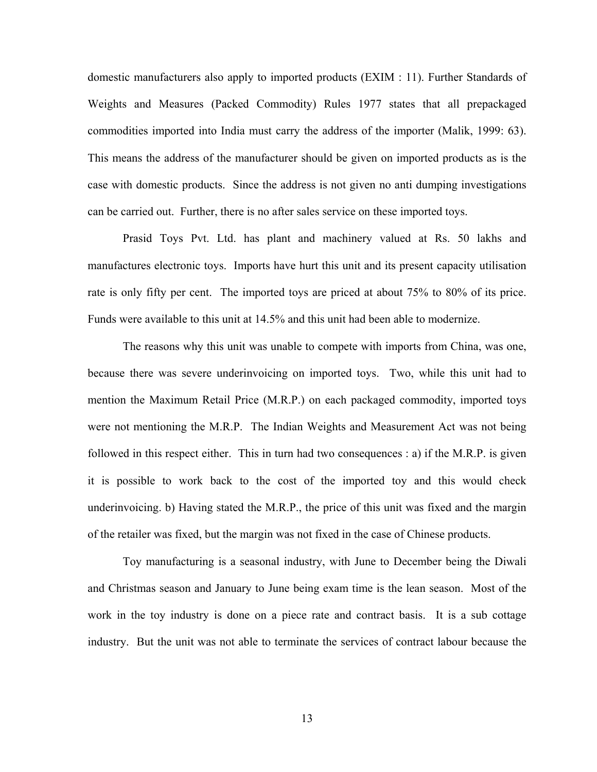domestic manufacturers also apply to imported products (EXIM : 11). Further Standards of Weights and Measures (Packed Commodity) Rules 1977 states that all prepackaged commodities imported into India must carry the address of the importer (Malik, 1999: 63). This means the address of the manufacturer should be given on imported products as is the case with domestic products. Since the address is not given no anti dumping investigations can be carried out. Further, there is no after sales service on these imported toys.

Prasid Toys Pvt. Ltd. has plant and machinery valued at Rs. 50 lakhs and manufactures electronic toys. Imports have hurt this unit and its present capacity utilisation rate is only fifty per cent. The imported toys are priced at about 75% to 80% of its price. Funds were available to this unit at 14.5% and this unit had been able to modernize.

The reasons why this unit was unable to compete with imports from China, was one, because there was severe underinvoicing on imported toys. Two, while this unit had to mention the Maximum Retail Price (M.R.P.) on each packaged commodity, imported toys were not mentioning the M.R.P. The Indian Weights and Measurement Act was not being followed in this respect either. This in turn had two consequences : a) if the M.R.P. is given it is possible to work back to the cost of the imported toy and this would check underinvoicing. b) Having stated the M.R.P., the price of this unit was fixed and the margin of the retailer was fixed, but the margin was not fixed in the case of Chinese products.

Toy manufacturing is a seasonal industry, with June to December being the Diwali and Christmas season and January to June being exam time is the lean season. Most of the work in the toy industry is done on a piece rate and contract basis. It is a sub cottage industry. But the unit was not able to terminate the services of contract labour because the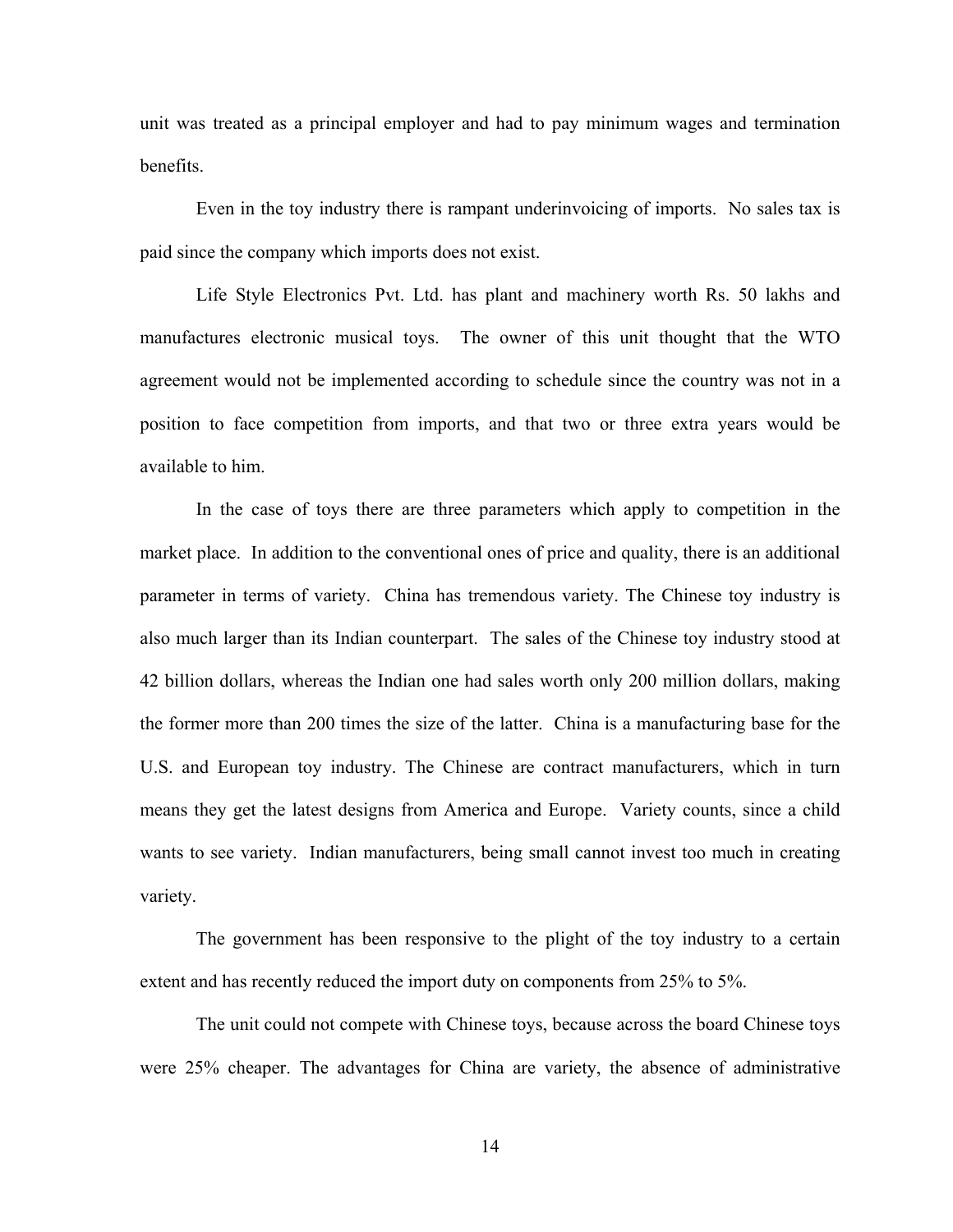unit was treated as a principal employer and had to pay minimum wages and termination benefits.

Even in the toy industry there is rampant underinvoicing of imports. No sales tax is paid since the company which imports does not exist.

Life Style Electronics Pvt. Ltd. has plant and machinery worth Rs. 50 lakhs and manufactures electronic musical toys. The owner of this unit thought that the WTO agreement would not be implemented according to schedule since the country was not in a position to face competition from imports, and that two or three extra years would be available to him.

In the case of toys there are three parameters which apply to competition in the market place. In addition to the conventional ones of price and quality, there is an additional parameter in terms of variety. China has tremendous variety. The Chinese toy industry is also much larger than its Indian counterpart. The sales of the Chinese toy industry stood at 42 billion dollars, whereas the Indian one had sales worth only 200 million dollars, making the former more than 200 times the size of the latter. China is a manufacturing base for the U.S. and European toy industry. The Chinese are contract manufacturers, which in turn means they get the latest designs from America and Europe. Variety counts, since a child wants to see variety. Indian manufacturers, being small cannot invest too much in creating variety.

The government has been responsive to the plight of the toy industry to a certain extent and has recently reduced the import duty on components from 25% to 5%.

The unit could not compete with Chinese toys, because across the board Chinese toys were 25% cheaper. The advantages for China are variety, the absence of administrative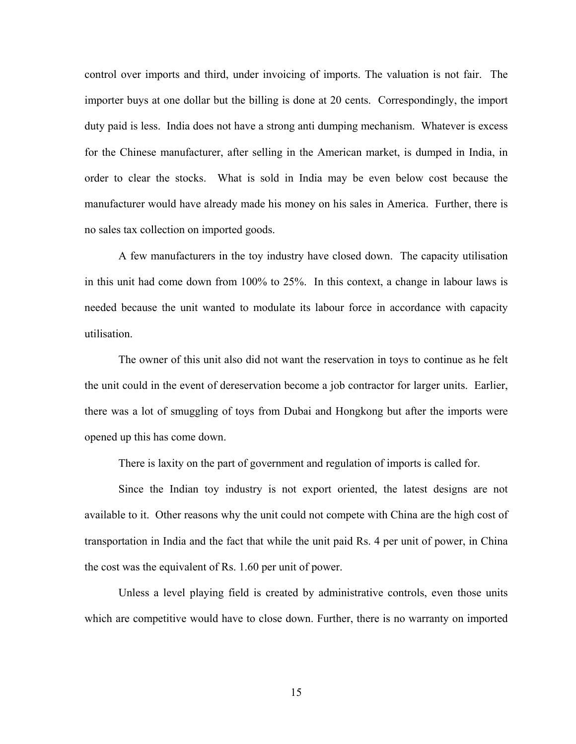control over imports and third, under invoicing of imports. The valuation is not fair. The importer buys at one dollar but the billing is done at 20 cents. Correspondingly, the import duty paid is less. India does not have a strong anti dumping mechanism. Whatever is excess for the Chinese manufacturer, after selling in the American market, is dumped in India, in order to clear the stocks. What is sold in India may be even below cost because the manufacturer would have already made his money on his sales in America. Further, there is no sales tax collection on imported goods.

A few manufacturers in the toy industry have closed down. The capacity utilisation in this unit had come down from 100% to 25%. In this context, a change in labour laws is needed because the unit wanted to modulate its labour force in accordance with capacity utilisation.

The owner of this unit also did not want the reservation in toys to continue as he felt the unit could in the event of dereservation become a job contractor for larger units. Earlier, there was a lot of smuggling of toys from Dubai and Hongkong but after the imports were opened up this has come down.

There is laxity on the part of government and regulation of imports is called for.

Since the Indian toy industry is not export oriented, the latest designs are not available to it. Other reasons why the unit could not compete with China are the high cost of transportation in India and the fact that while the unit paid Rs. 4 per unit of power, in China the cost was the equivalent of Rs. 1.60 per unit of power.

Unless a level playing field is created by administrative controls, even those units which are competitive would have to close down. Further, there is no warranty on imported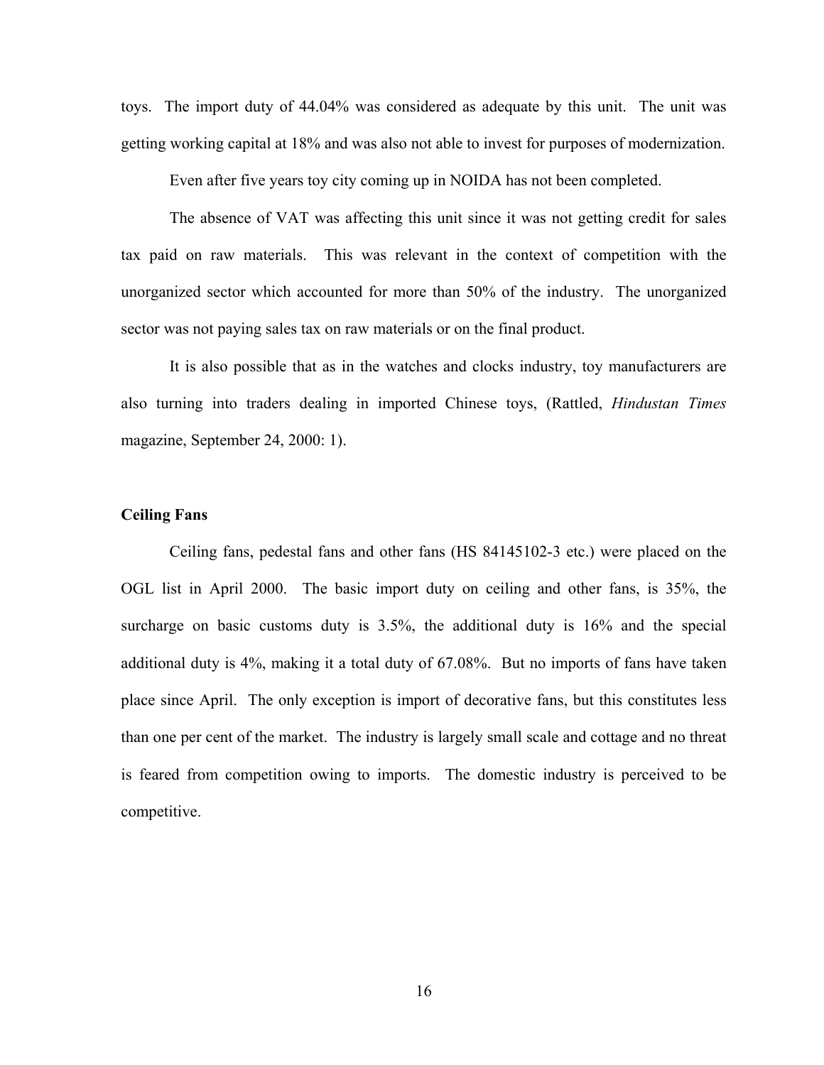toys. The import duty of 44.04% was considered as adequate by this unit. The unit was getting working capital at 18% and was also not able to invest for purposes of modernization.

Even after five years toy city coming up in NOIDA has not been completed.

The absence of VAT was affecting this unit since it was not getting credit for sales tax paid on raw materials. This was relevant in the context of competition with the unorganized sector which accounted for more than 50% of the industry. The unorganized sector was not paying sales tax on raw materials or on the final product.

It is also possible that as in the watches and clocks industry, toy manufacturers are also turning into traders dealing in imported Chinese toys, (Rattled, *Hindustan Times* magazine, September 24, 2000: 1).

**Ceiling Fans**

Ceiling fans, pedestal fans and other fans (HS 84145102-3 etc.) were placed on the OGL list in April 2000. The basic import duty on ceiling and other fans, is 35%, the surcharge on basic customs duty is 3.5%, the additional duty is 16% and the special additional duty is 4%, making it a total duty of 67.08%. But no imports of fans have taken place since April. The only exception is import of decorative fans, but this constitutes less than one per cent of the market. The industry is largely small scale and cottage and no threat is feared from competition owing to imports. The domestic industry is perceived to be competitive.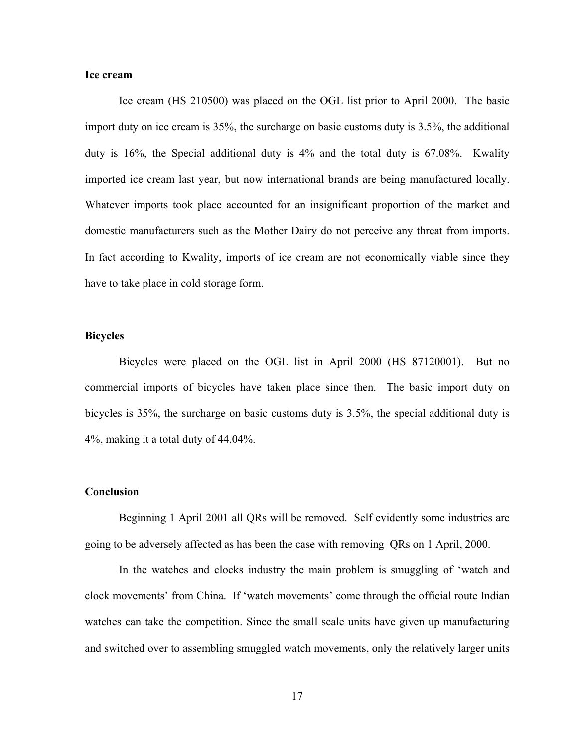**Ice cream**

Ice cream (HS 210500) was placed on the OGL list prior to April 2000. The basic import duty on ice cream is 35%, the surcharge on basic customs duty is 3.5%, the additional duty is 16%, the Special additional duty is 4% and the total duty is 67.08%. Kwality imported ice cream last year, but now international brands are being manufactured locally. Whatever imports took place accounted for an insignificant proportion of the market and domestic manufacturers such as the Mother Dairy do not perceive any threat from imports. In fact according to Kwality, imports of ice cream are not economically viable since they have to take place in cold storage form.

**Bicycles**

Bicycles were placed on the OGL list in April 2000 (HS 87120001). But no commercial imports of bicycles have taken place since then. The basic import duty on bicycles is 35%, the surcharge on basic customs duty is 3.5%, the special additional duty is 4%, making it a total duty of 44.04%.

**Conclusion**

Beginning 1 April 2001 all QRs will be removed. Self evidently some industries are going to be adversely affected as has been the case with removing QRs on 1 April, 2000.

In the watches and clocks industry the main problem is smuggling of 'watch and clock movements' from China. If 'watch movements' come through the official route Indian watches can take the competition. Since the small scale units have given up manufacturing and switched over to assembling smuggled watch movements, only the relatively larger units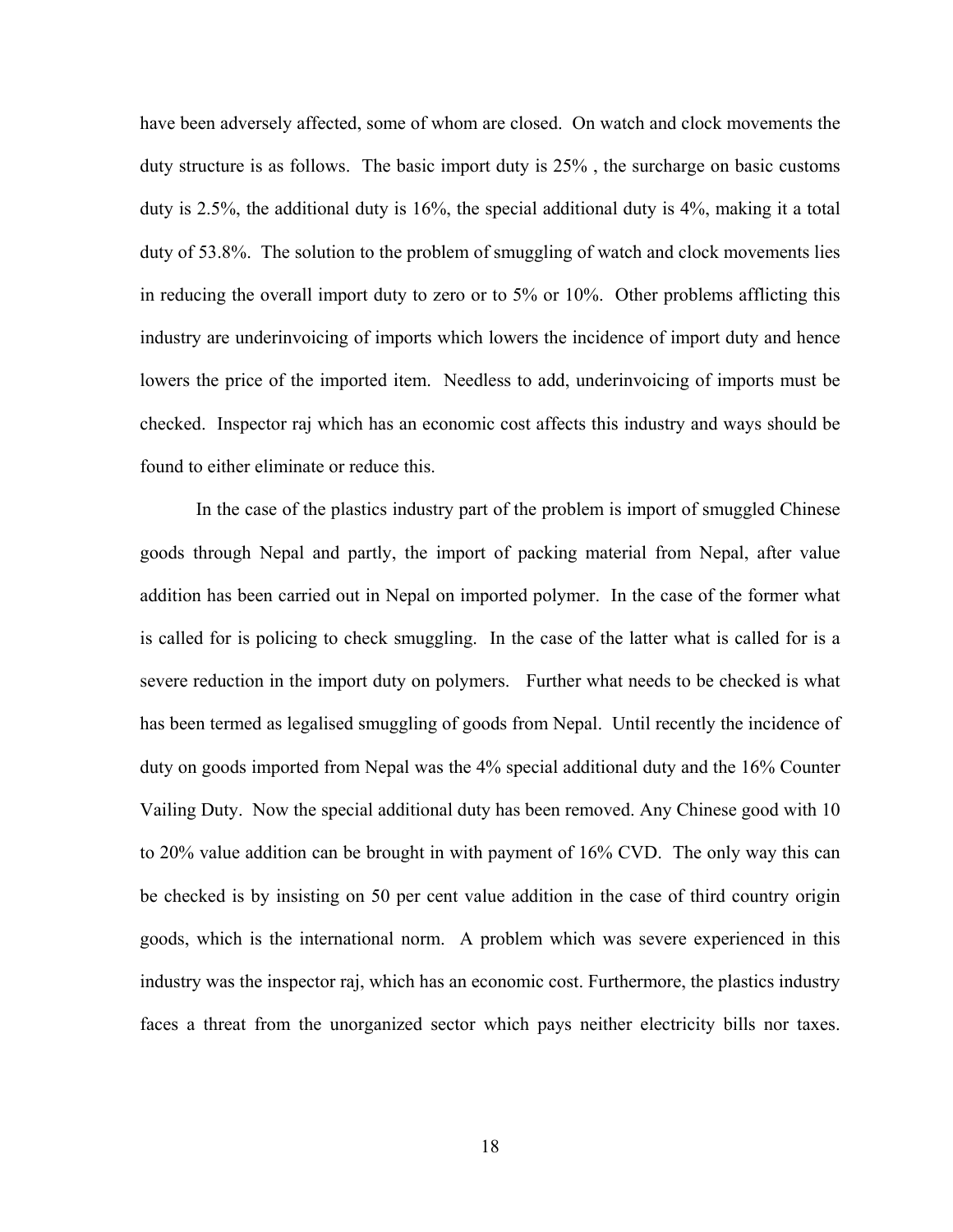have been adversely affected, some of whom are closed. On watch and clock movements the duty structure is as follows. The basic import duty is 25% , the surcharge on basic customs duty is 2.5%, the additional duty is 16%, the special additional duty is 4%, making it a total duty of 53.8%. The solution to the problem of smuggling of watch and clock movements lies in reducing the overall import duty to zero or to 5% or 10%. Other problems afflicting this industry are underinvoicing of imports which lowers the incidence of import duty and hence lowers the price of the imported item. Needless to add, underinvoicing of imports must be checked. Inspector raj which has an economic cost affects this industry and ways should be found to either eliminate or reduce this.

In the case of the plastics industry part of the problem is import of smuggled Chinese goods through Nepal and partly, the import of packing material from Nepal, after value addition has been carried out in Nepal on imported polymer. In the case of the former what is called for is policing to check smuggling. In the case of the latter what is called for is a severe reduction in the import duty on polymers. Further what needs to be checked is what has been termed as legalised smuggling of goods from Nepal. Until recently the incidence of duty on goods imported from Nepal was the 4% special additional duty and the 16% Counter Vailing Duty. Now the special additional duty has been removed. Any Chinese good with 10 to 20% value addition can be brought in with payment of 16% CVD. The only way this can be checked is by insisting on 50 per cent value addition in the case of third country origin goods, which is the international norm. A problem which was severe experienced in this industry was the inspector raj, which has an economic cost. Furthermore, the plastics industry faces a threat from the unorganized sector which pays neither electricity bills nor taxes.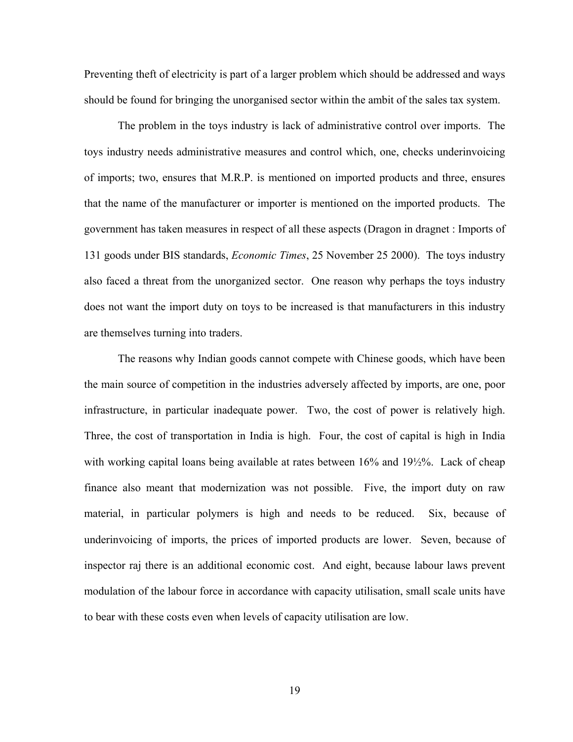Preventing theft of electricity is part of a larger problem which should be addressed and ways should be found for bringing the unorganised sector within the ambit of the sales tax system.

The problem in the toys industry is lack of administrative control over imports. The toys industry needs administrative measures and control which, one, checks underinvoicing of imports; two, ensures that M.R.P. is mentioned on imported products and three, ensures that the name of the manufacturer or importer is mentioned on the imported products. The government has taken measures in respect of all these aspects (Dragon in dragnet : Imports of 131 goods under BIS standards, *Economic Times*, 25 November 25 2000). The toys industry also faced a threat from the unorganized sector. One reason why perhaps the toys industry does not want the import duty on toys to be increased is that manufacturers in this industry are themselves turning into traders.

The reasons why Indian goods cannot compete with Chinese goods, which have been the main source of competition in the industries adversely affected by imports, are one, poor infrastructure, in particular inadequate power. Two, the cost of power is relatively high. Three, the cost of transportation in India is high. Four, the cost of capital is high in India with working capital loans being available at rates between 16% and 19½%. Lack of cheap finance also meant that modernization was not possible. Five, the import duty on raw material, in particular polymers is high and needs to be reduced. Six, because of underinvoicing of imports, the prices of imported products are lower. Seven, because of inspector raj there is an additional economic cost. And eight, because labour laws prevent modulation of the labour force in accordance with capacity utilisation, small scale units have to bear with these costs even when levels of capacity utilisation are low.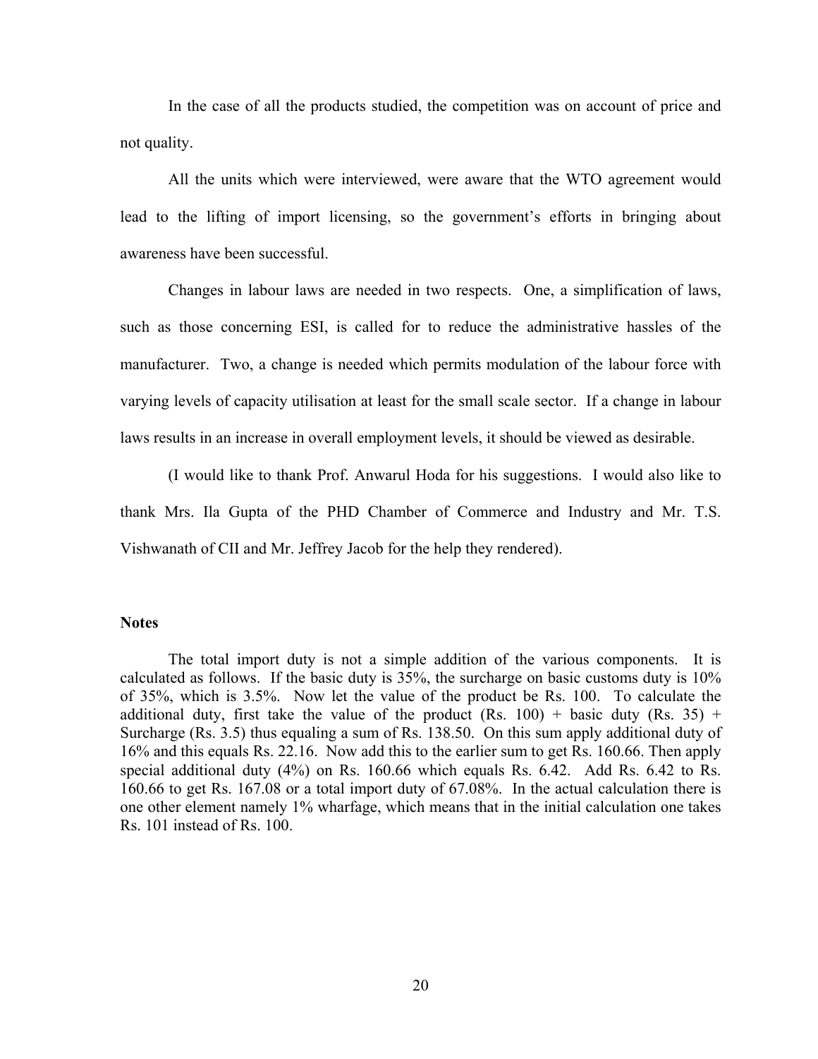In the case of all the products studied, the competition was on account of price and not quality.

All the units which were interviewed, were aware that the WTO agreement would lead to the lifting of import licensing, so the government's efforts in bringing about awareness have been successful.

Changes in labour laws are needed in two respects. One, a simplification of laws, such as those concerning ESI, is called for to reduce the administrative hassles of the manufacturer. Two, a change is needed which permits modulation of the labour force with varying levels of capacity utilisation at least for the small scale sector. If a change in labour laws results in an increase in overall employment levels, it should be viewed as desirable.

(I would like to thank Prof. Anwarul Hoda for his suggestions. I would also like to thank Mrs. Ila Gupta of the PHD Chamber of Commerce and Industry and Mr. T.S. Vishwanath of CII and Mr. Jeffrey Jacob for the help they rendered).

### Notes

The total import duty is not a simple addition of the various components. It is calculated as follows. If the basic duty is 35%, the surcharge on basic customs duty is 10% of 35%, which is 3.5%. Now let the value of the product be Rs. 100. To calculate the additional duty, first take the value of the product (Rs. 100) + basic duty (Rs. 35) + Surcharge (Rs. 3.5) thus equaling a sum of Rs. 138.50. On this sum apply additional duty of 16% and this equals Rs. 22.16. Now add this to the earlier sum to get Rs. 160.66. Then apply special additional duty (4%) on Rs. 160.66 which equals Rs. 6.42. Add Rs. 6.42 to Rs. 160.66 to get Rs. 167.08 or a total import duty of 67.08%. In the actual calculation there is one other element namely 1% wharfage, which means that in the initial calculation one takes Rs. 101 instead of Rs. 100.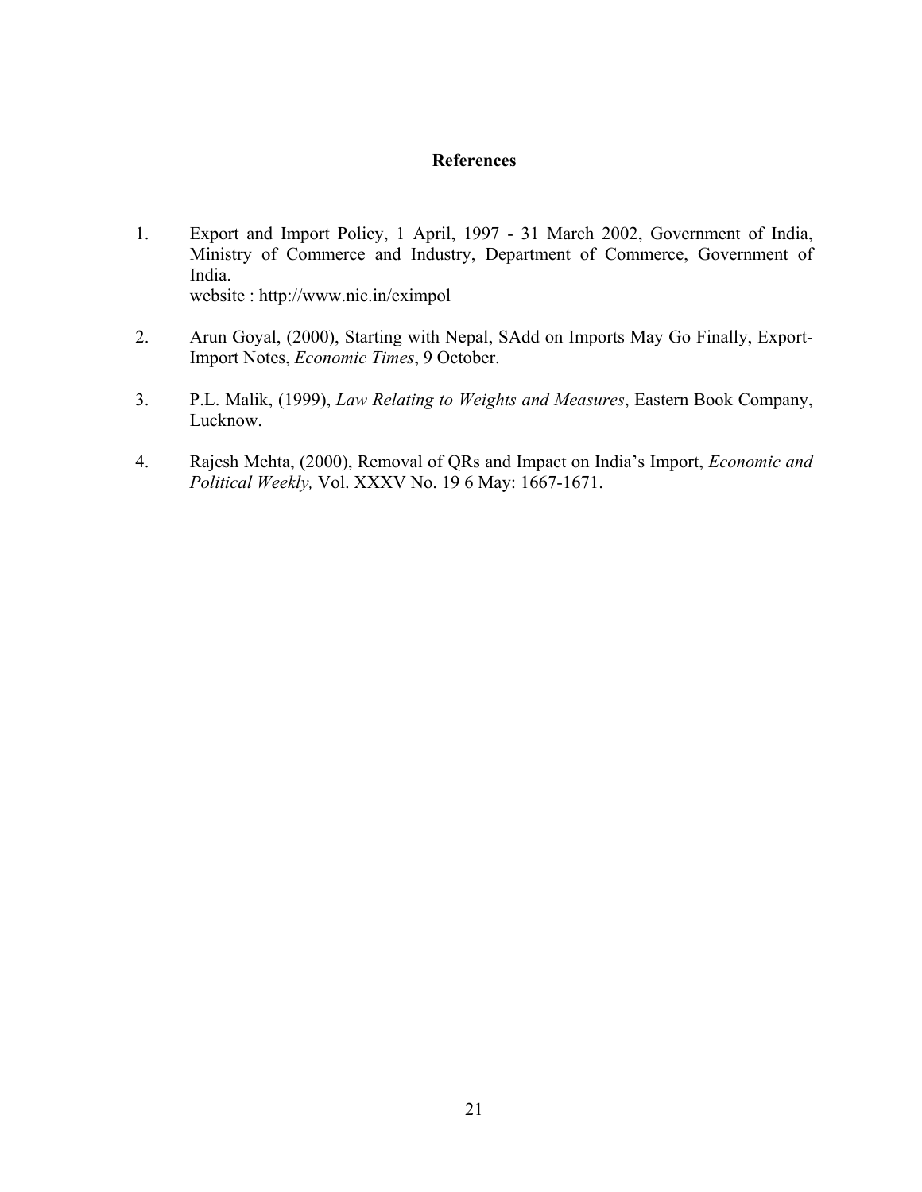# References

1. Export and Import Policy, 1 April, 1997 - 31 March 2002, Government of India, Ministry of Commerce and Industry, Department of Commerce, Government of India.
   website : http://www.nic.in/eximpol

2. Arun Goyal, (2000), Starting with Nepal, SAdd on Imports May Go Finally, Export-Import Notes, *Economic Times*, 9 October.

3. P.L. Malik, (1999), *Law Relating to Weights and Measures*, Eastern Book Company, Lucknow.

4. Rajesh Mehta, (2000), Removal of QRs and Impact on India's Import, *Economic and Political Weekly,* Vol. XXXV No. 19 6 May: 1667-1671.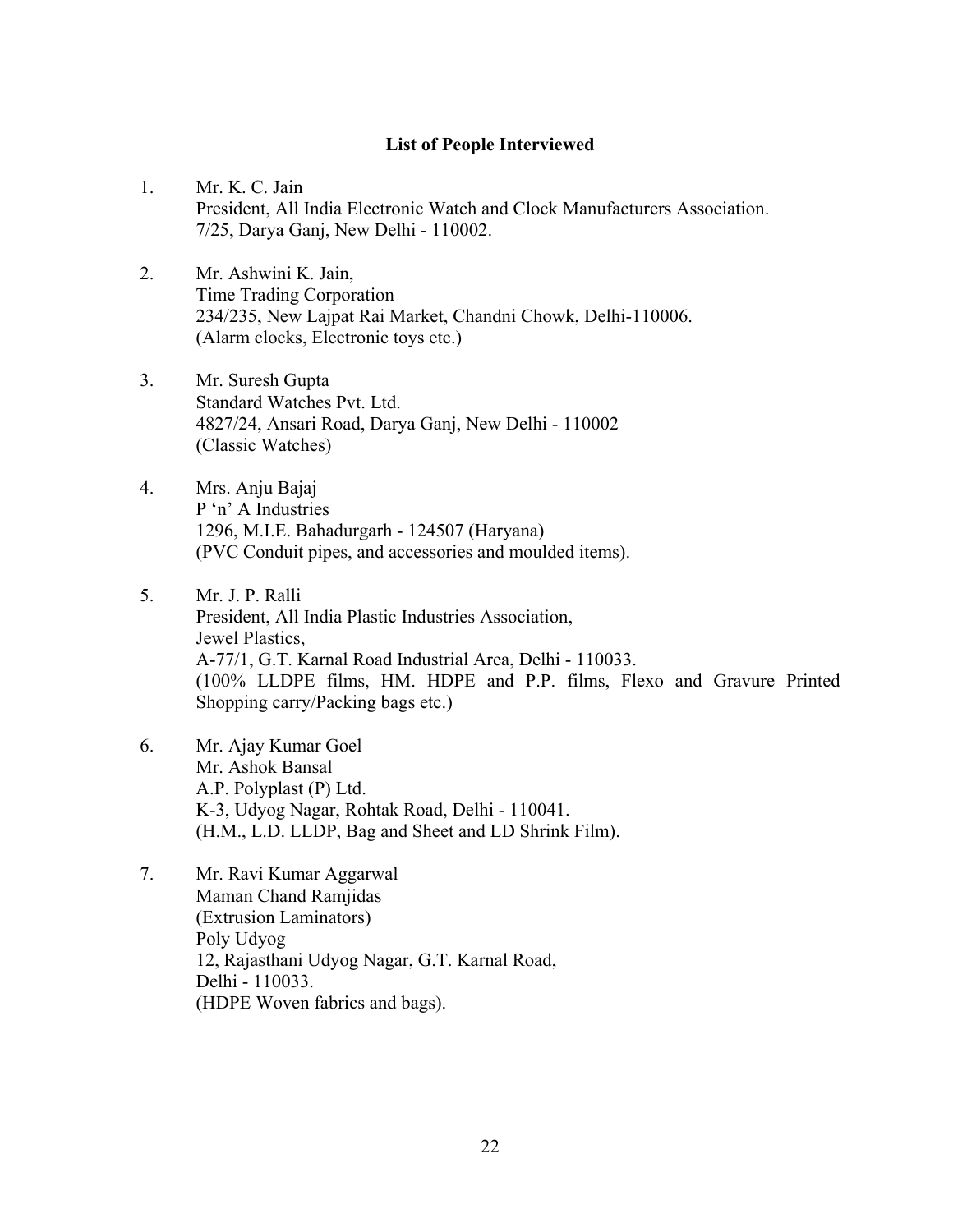## List of People Interviewed

1. Mr. K. C. Jain
   President, All India Electronic Watch and Clock Manufacturers Association.
   7/25, Darya Ganj, New Delhi - 110002.

2. Mr. Ashwini K. Jain,
   Time Trading Corporation
   234/235, New Lajpat Rai Market, Chandni Chowk, Delhi-110006.
   (Alarm clocks, Electronic toys etc.)

3. Mr. Suresh Gupta
   Standard Watches Pvt. Ltd.
   4827/24, Ansari Road, Darya Ganj, New Delhi - 110002
   (Classic Watches)

4. Mrs. Anju Bajaj
   P 'n' A Industries
   1296, M.I.E. Bahadurgarh - 124507 (Haryana)
   (PVC Conduit pipes, and accessories and moulded items).

5. Mr. J. P. Ralli
   President, All India Plastic Industries Association,
   Jewel Plastics,
   A-77/1, G.T. Karnal Road Industrial Area, Delhi - 110033.
   (100% LLDPE films, HM. HDPE and P.P. films, Flexo and Gravure Printed Shopping carry/Packing bags etc.)

6. Mr. Ajay Kumar Goel
   Mr. Ashok Bansal
   A.P. Polyplast (P) Ltd.
   K-3, Udyog Nagar, Rohtak Road, Delhi - 110041.
   (H.M., L.D. LLDP, Bag and Sheet and LD Shrink Film).

7. Mr. Ravi Kumar Aggarwal
   Maman Chand Ramjidas
   (Extrusion Laminators)
   Poly Udyog
   12, Rajasthani Udyog Nagar, G.T. Karnal Road,
   Delhi - 110033.
   (HDPE Woven fabrics and bags).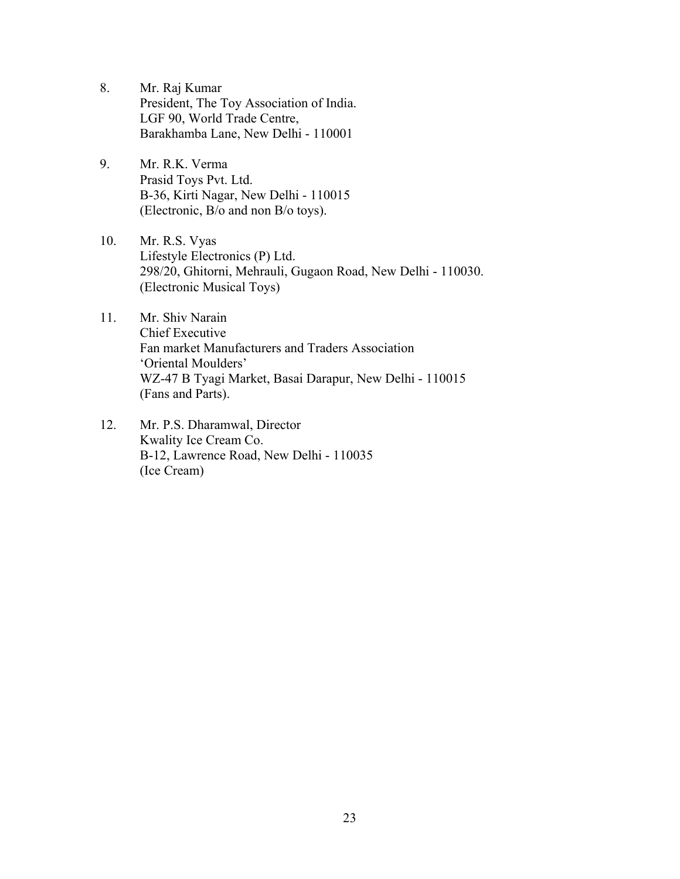8. Mr. Raj Kumar
   President, The Toy Association of India.
   LGF 90, World Trade Centre,
   Barakhamba Lane, New Delhi - 110001

9. Mr. R.K. Verma
   Prasid Toys Pvt. Ltd.
   B-36, Kirti Nagar, New Delhi - 110015
   (Electronic, B/o and non B/o toys).

10. Mr. R.S. Vyas
    Lifestyle Electronics (P) Ltd.
    298/20, Ghitorni, Mehrauli, Gugaon Road, New Delhi - 110030.
    (Electronic Musical Toys)

11. Mr. Shiv Narain
    Chief Executive
    Fan market Manufacturers and Traders Association
    'Oriental Moulders'
    WZ-47 B Tyagi Market, Basai Darapur, New Delhi - 110015
    (Fans and Parts).

12. Mr. P.S. Dharamwal, Director
    Kwality Ice Cream Co.
    B-12, Lawrence Road, New Delhi - 110035
    (Ice Cream)